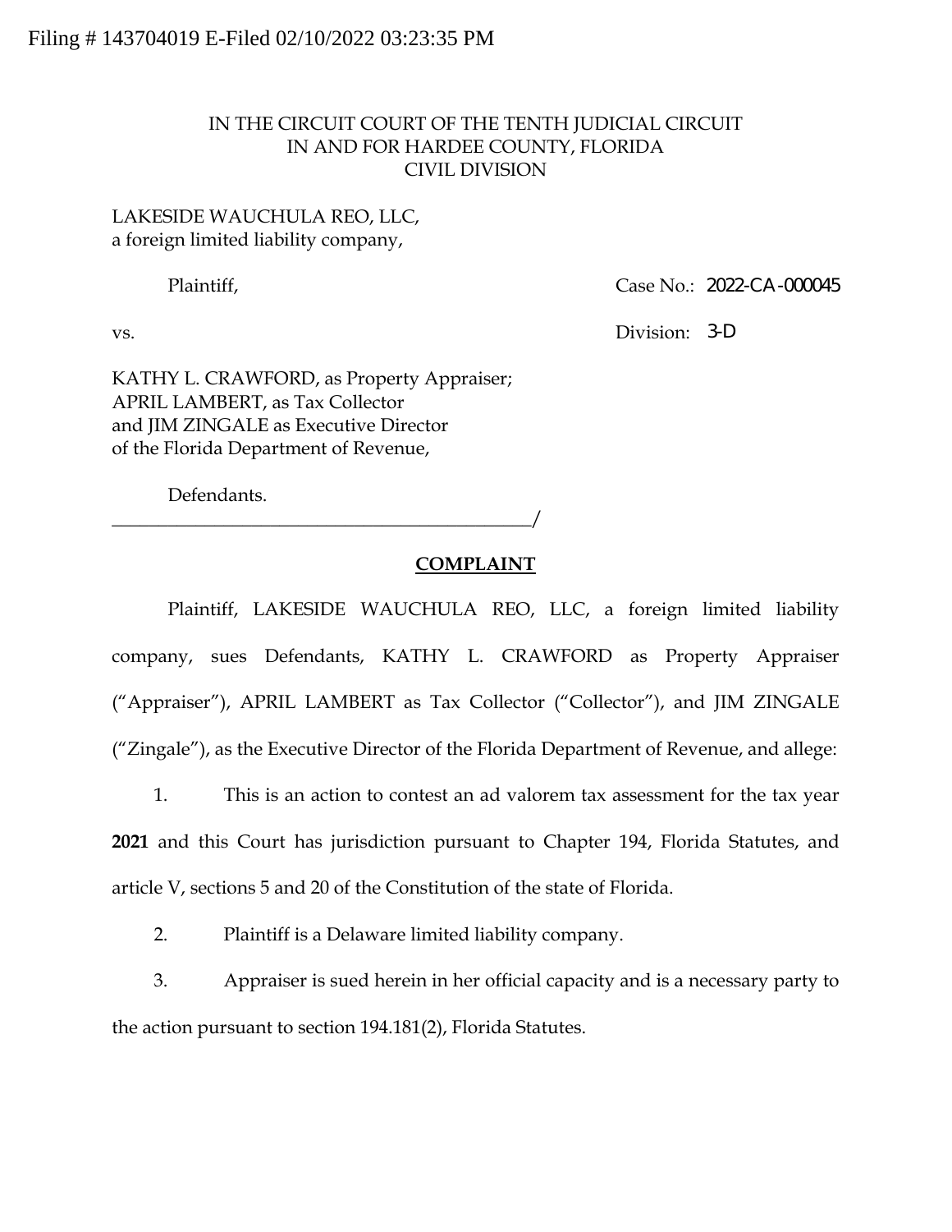Filing # 143704019 E-Filed 02/10/2022 03:23:35 PM

IN THE CIRCUIT COURT OF THE TENTH JUDICIAL CIRCUIT
IN AND FOR HARDEE COUNTY, FLORIDA
CIVIL DIVISION

LAKESIDE WAUCHULA REO, LLC,
a foreign limited liability company,

Plaintiff,

Case No.: 2022-CA-000045

vs.

Division: 3-D

KATHY L. CRAWFORD, as Property Appraiser;
APRIL LAMBERT, as Tax Collector
and JIM ZINGALE as Executive Director
of the Florida Department of Revenue,

Defendants.
_____________________________________________/

**COMPLAINT**

Plaintiff, LAKESIDE WAUCHULA REO, LLC, a foreign limited liability company, sues Defendants, KATHY L. CRAWFORD as Property Appraiser ("Appraiser"), APRIL LAMBERT as Tax Collector ("Collector"), and JIM ZINGALE ("Zingale"), as the Executive Director of the Florida Department of Revenue, and allege:

1. This is an action to contest an ad valorem tax assessment for the tax year **2021** and this Court has jurisdiction pursuant to Chapter 194, Florida Statutes, and article V, sections 5 and 20 of the Constitution of the state of Florida.

2. Plaintiff is a Delaware limited liability company.

3. Appraiser is sued herein in her official capacity and is a necessary party to the action pursuant to section 194.181(2), Florida Statutes.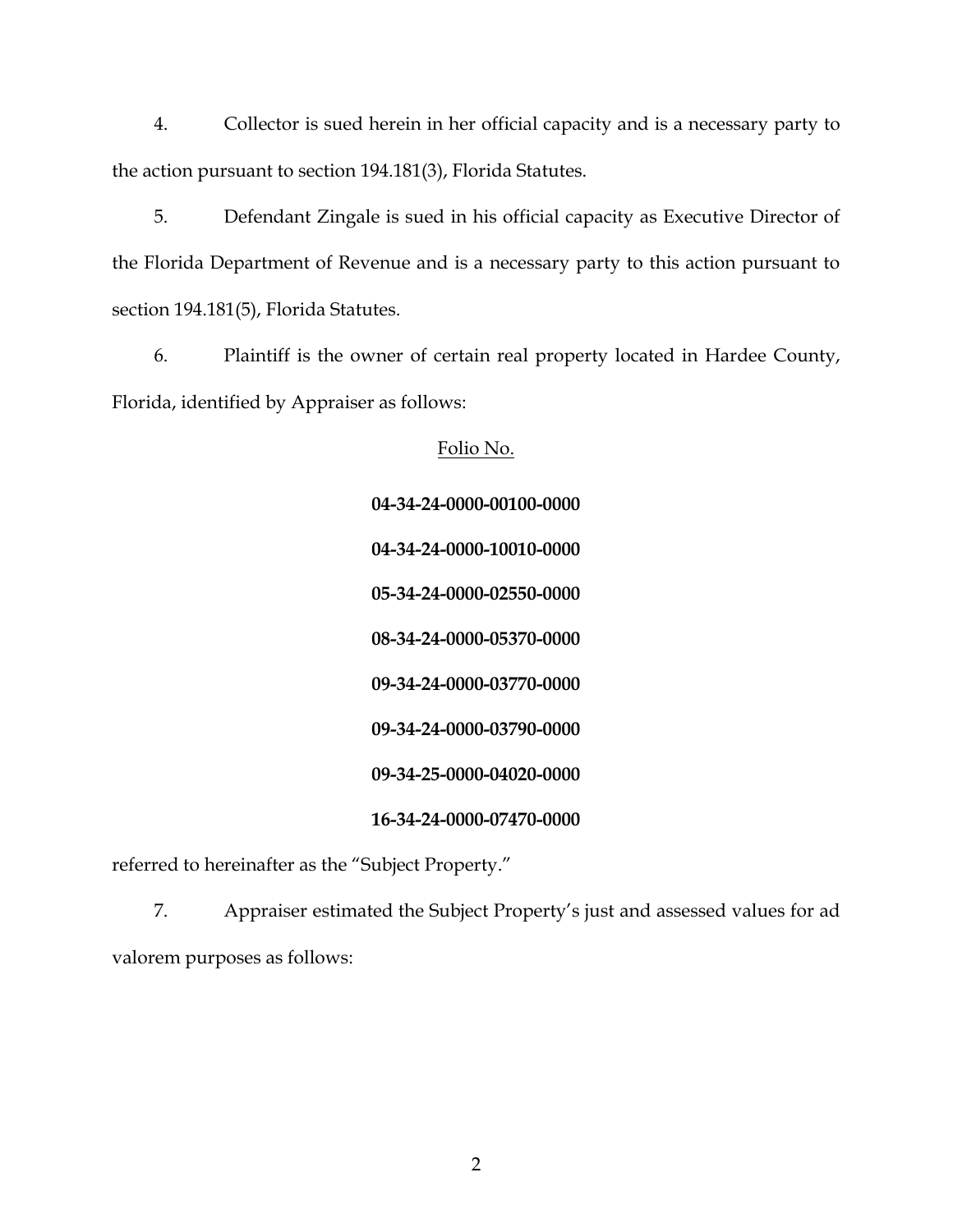4. Collector is sued herein in her official capacity and is a necessary party to the action pursuant to section 194.181(3), Florida Statutes.

5. Defendant Zingale is sued in his official capacity as Executive Director of the Florida Department of Revenue and is a necessary party to this action pursuant to section 194.181(5), Florida Statutes.

6. Plaintiff is the owner of certain real property located in Hardee County, Florida, identified by Appraiser as follows:

<u>Folio No.</u>

**04-34-24-0000-00100-0000**

**04-34-24-0000-10010-0000**

**05-34-24-0000-02550-0000**

**08-34-24-0000-05370-0000**

**09-34-24-0000-03770-0000**

**09-34-24-0000-03790-0000**

**09-34-25-0000-04020-0000**

**16-34-24-0000-07470-0000**

referred to hereinafter as the "Subject Property."

7. Appraiser estimated the Subject Property's just and assessed values for ad valorem purposes as follows: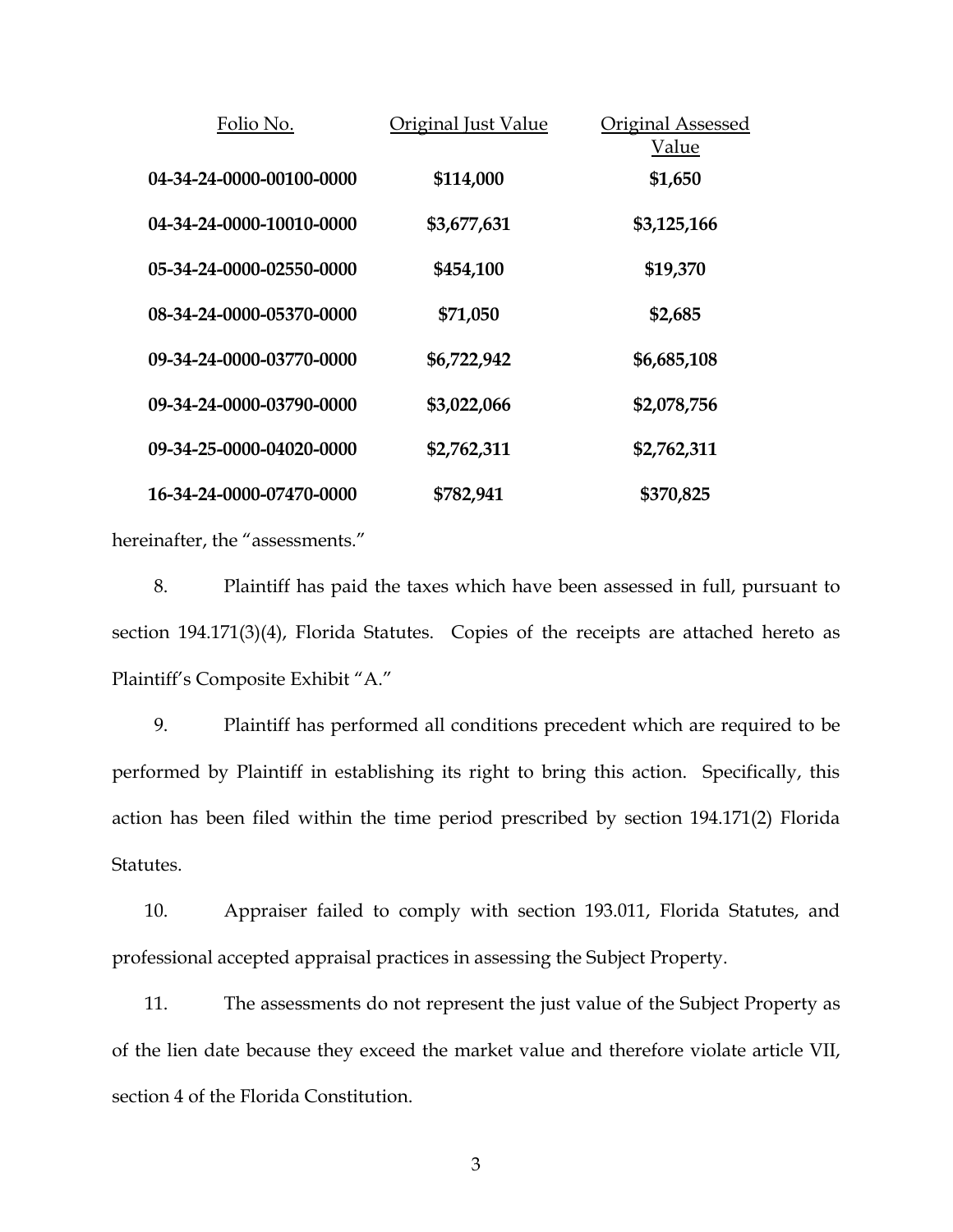| Folio No. | Original Just Value | Original Assessed Value |
|---|---|---|
| **04-34-24-0000-00100-0000** | **$114,000** | **$1,650** |
| **04-34-24-0000-10010-0000** | **$3,677,631** | **$3,125,166** |
| **05-34-24-0000-02550-0000** | **$454,100** | **$19,370** |
| **08-34-24-0000-05370-0000** | **$71,050** | **$2,685** |
| **09-34-24-0000-03770-0000** | **$6,722,942** | **$6,685,108** |
| **09-34-24-0000-03790-0000** | **$3,022,066** | **$2,078,756** |
| **09-34-25-0000-04020-0000** | **$2,762,311** | **$2,762,311** |
| **16-34-24-0000-07470-0000** | **$782,941** | **$370,825** |

hereinafter, the "assessments."

8. Plaintiff has paid the taxes which have been assessed in full, pursuant to section 194.171(3)(4), Florida Statutes. Copies of the receipts are attached hereto as Plaintiff's Composite Exhibit "A."

9. Plaintiff has performed all conditions precedent which are required to be performed by Plaintiff in establishing its right to bring this action. Specifically, this action has been filed within the time period prescribed by section 194.171(2) Florida Statutes.

10. Appraiser failed to comply with section 193.011, Florida Statutes, and professional accepted appraisal practices in assessing the Subject Property.

11. The assessments do not represent the just value of the Subject Property as of the lien date because they exceed the market value and therefore violate article VII, section 4 of the Florida Constitution.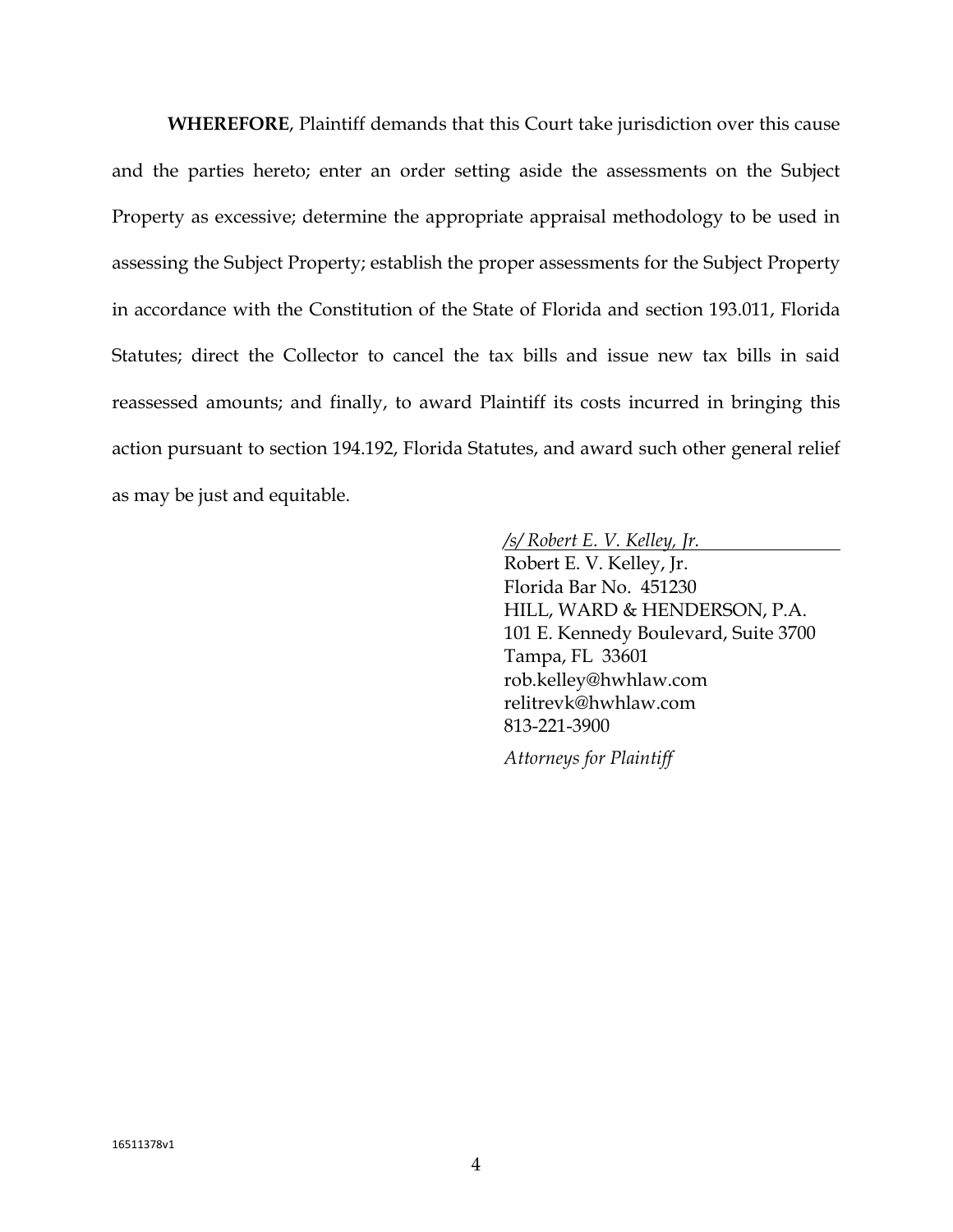**WHEREFORE**, Plaintiff demands that this Court take jurisdiction over this cause and the parties hereto; enter an order setting aside the assessments on the Subject Property as excessive; determine the appropriate appraisal methodology to be used in assessing the Subject Property; establish the proper assessments for the Subject Property in accordance with the Constitution of the State of Florida and section 193.011, Florida Statutes; direct the Collector to cancel the tax bills and issue new tax bills in said reassessed amounts; and finally, to award Plaintiff its costs incurred in bringing this action pursuant to section 194.192, Florida Statutes, and award such other general relief as may be just and equitable.

*/s/ Robert E. V. Kelley, Jr.*
Robert E. V. Kelley, Jr.
Florida Bar No. 451230
HILL, WARD & HENDERSON, P.A.
101 E. Kennedy Boulevard, Suite 3700
Tampa, FL 33601
rob.kelley@hwhlaw.com
relitrevk@hwhlaw.com
813-221-3900

*Attorneys for Plaintiff*

16511378v1